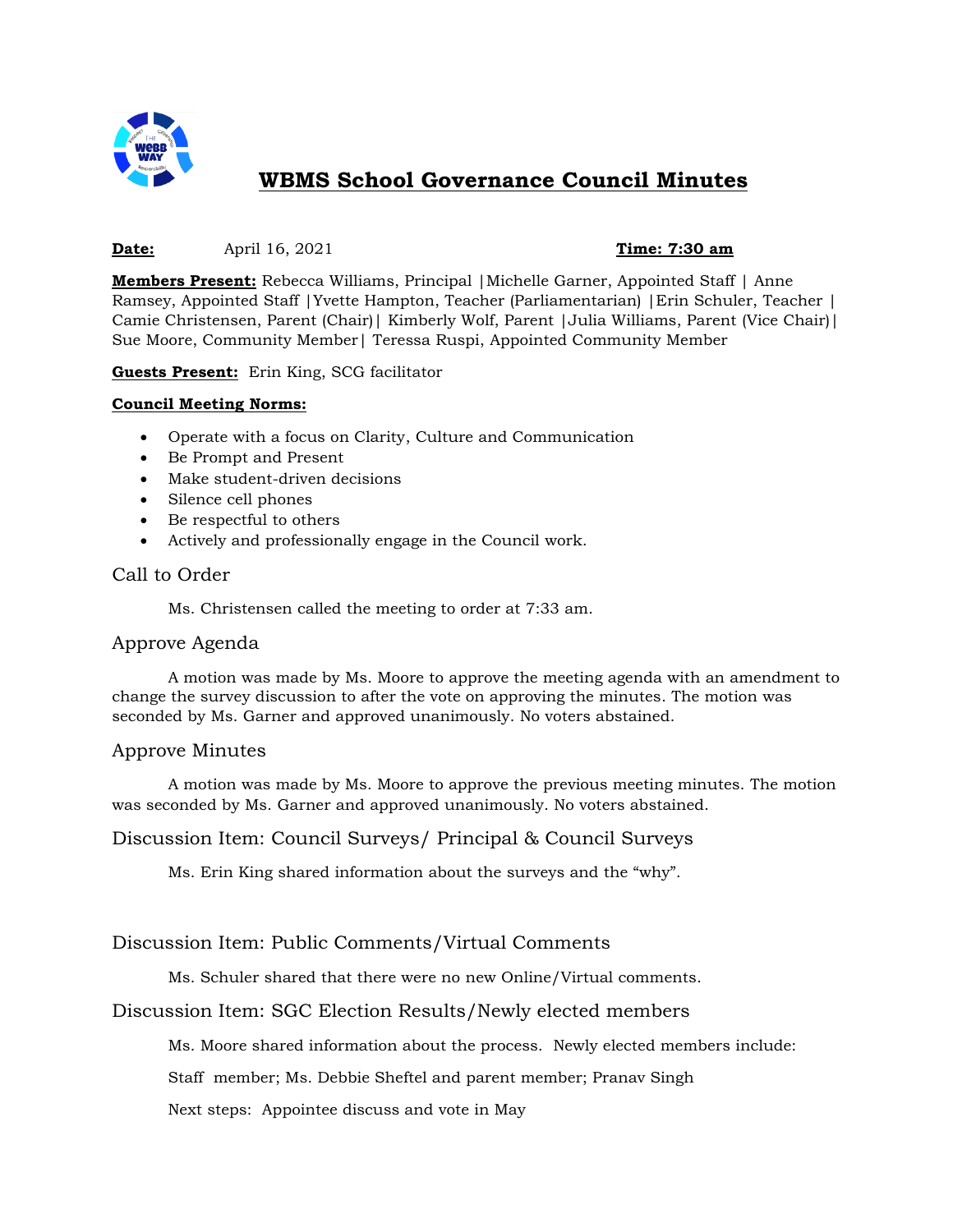# WBMS School Governance Council Minutes

**Date:** April 16, 2021 **Time: 7:30 am**

**Members Present:** Rebecca Williams, Principal |Michelle Garner, Appointed Staff | Anne Ramsey, Appointed Staff |Yvette Hampton, Teacher (Parliamentarian) |Erin Schuler, Teacher | Camie Christensen, Parent (Chair)| Kimberly Wolf, Parent |Julia Williams, Parent (Vice Chair)| Sue Moore, Community Member| Teressa Ruspi, Appointed Community Member

**Guests Present:** Erin King, SCG facilitator

**Council Meeting Norms:**

- Operate with a focus on Clarity, Culture and Communication
- Be Prompt and Present
- Make student-driven decisions
- Silence cell phones
- Be respectful to others
- Actively and professionally engage in the Council work.

## Call to Order

Ms. Christensen called the meeting to order at 7:33 am.

## Approve Agenda

A motion was made by Ms. Moore to approve the meeting agenda with an amendment to change the survey discussion to after the vote on approving the minutes. The motion was seconded by Ms. Garner and approved unanimously. No voters abstained.

## Approve Minutes

A motion was made by Ms. Moore to approve the previous meeting minutes. The motion was seconded by Ms. Garner and approved unanimously. No voters abstained.

## Discussion Item: Council Surveys/ Principal & Council Surveys

Ms. Erin King shared information about the surveys and the "why".

## Discussion Item: Public Comments/Virtual Comments

Ms. Schuler shared that there were no new Online/Virtual comments.

## Discussion Item: SGC Election Results/Newly elected members

Ms. Moore shared information about the process. Newly elected members include:

Staff member; Ms. Debbie Sheftel and parent member; Pranav Singh

Next steps: Appointee discuss and vote in May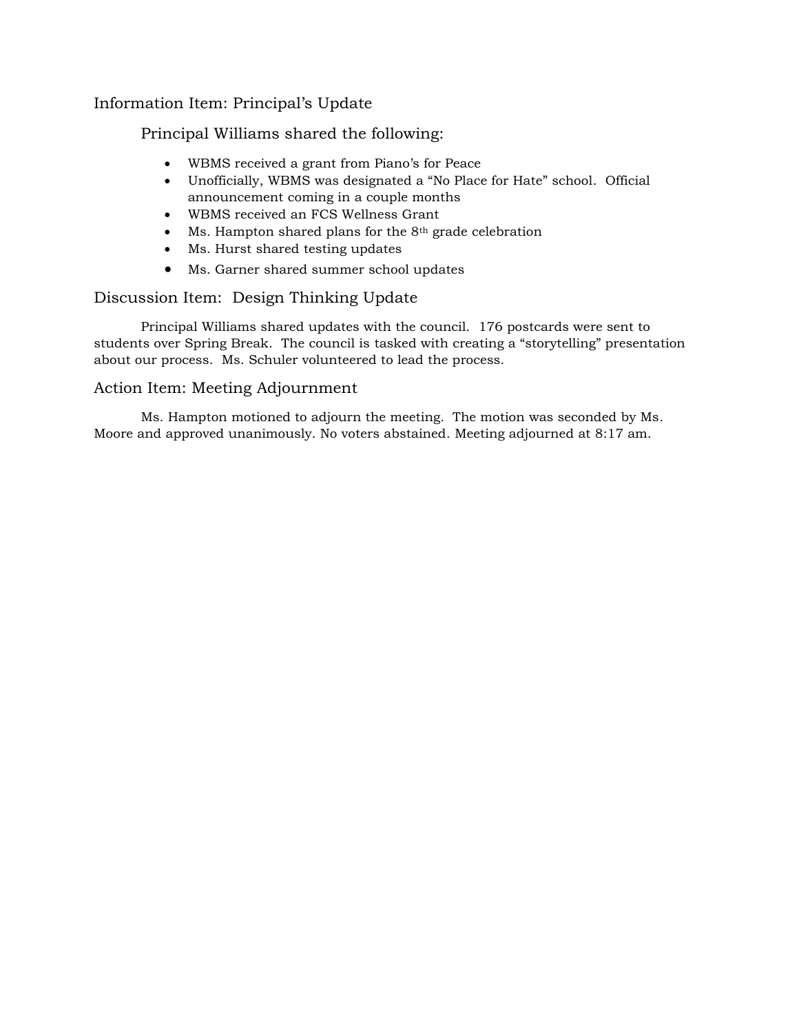## Information Item: Principal's Update

### Principal Williams shared the following:

- WBMS received a grant from Piano's for Peace
- Unofficially, WBMS was designated a "No Place for Hate" school. Official announcement coming in a couple months
- WBMS received an FCS Wellness Grant
- Ms. Hampton shared plans for the 8th grade celebration
- Ms. Hurst shared testing updates
- Ms. Garner shared summer school updates

## Discussion Item: Design Thinking Update

Principal Williams shared updates with the council. 176 postcards were sent to students over Spring Break. The council is tasked with creating a "storytelling" presentation about our process. Ms. Schuler volunteered to lead the process.

## Action Item: Meeting Adjournment

Ms. Hampton motioned to adjourn the meeting. The motion was seconded by Ms. Moore and approved unanimously. No voters abstained. Meeting adjourned at 8:17 am.